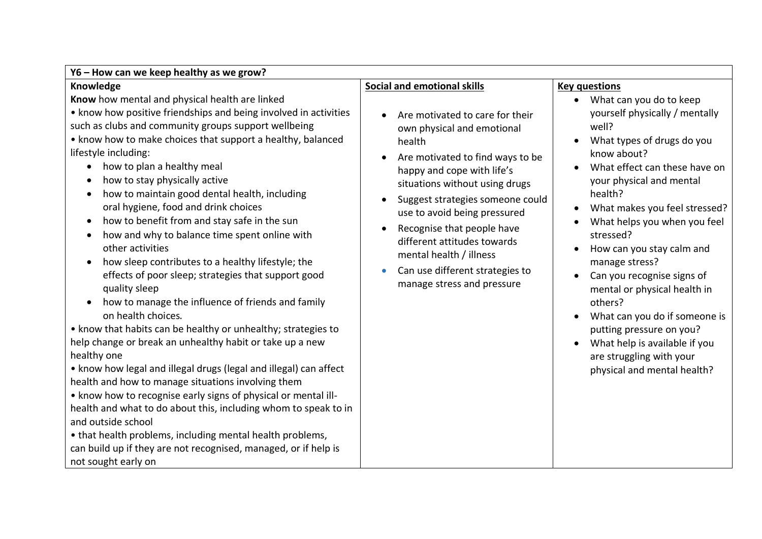| Y6 – How can we keep healthy as we grow? | | |
|---|---|---|
| **Knowledge**<br>**Know** how mental and physical health are linked<br>• know how positive friendships and being involved in activities such as clubs and community groups support wellbeing<br>• know how to make choices that support a healthy, balanced lifestyle including:<br>• how to plan a healthy meal<br>• how to stay physically active<br>• how to maintain good dental health, including oral hygiene, food and drink choices<br>• how to benefit from and stay safe in the sun<br>• how and why to balance time spent online with other activities<br>• how sleep contributes to a healthy lifestyle; the effects of poor sleep; strategies that support good quality sleep<br>• how to manage the influence of friends and family on health choices.<br>• know that habits can be healthy or unhealthy; strategies to help change or break an unhealthy habit or take up a new healthy one<br>• know how legal and illegal drugs (legal and illegal) can affect health and how to manage situations involving them<br>• know how to recognise early signs of physical or mental ill-health and what to do about this, including whom to speak to in and outside school<br>• that health problems, including mental health problems, can build up if they are not recognised, managed, or if help is not sought early on | **<u>Social and emotional skills</u>**<br>• Are motivated to care for their own physical and emotional health<br>• Are motivated to find ways to be happy and cope with life's situations without using drugs<br>• Suggest strategies someone could use to avoid being pressured<br>• Recognise that people have different attitudes towards mental health / illness<br>• Can use different strategies to manage stress and pressure | **<u>Key questions</u>**<br>• What can you do to keep yourself physically / mentally well?<br>• What types of drugs do you know about?<br>• What effect can these have on your physical and mental health?<br>• What makes you feel stressed?<br>• What helps you when you feel stressed?<br>• How can you stay calm and manage stress?<br>• Can you recognise signs of mental or physical health in others?<br>• What can you do if someone is putting pressure on you?<br>• What help is available if you are struggling with your physical and mental health? |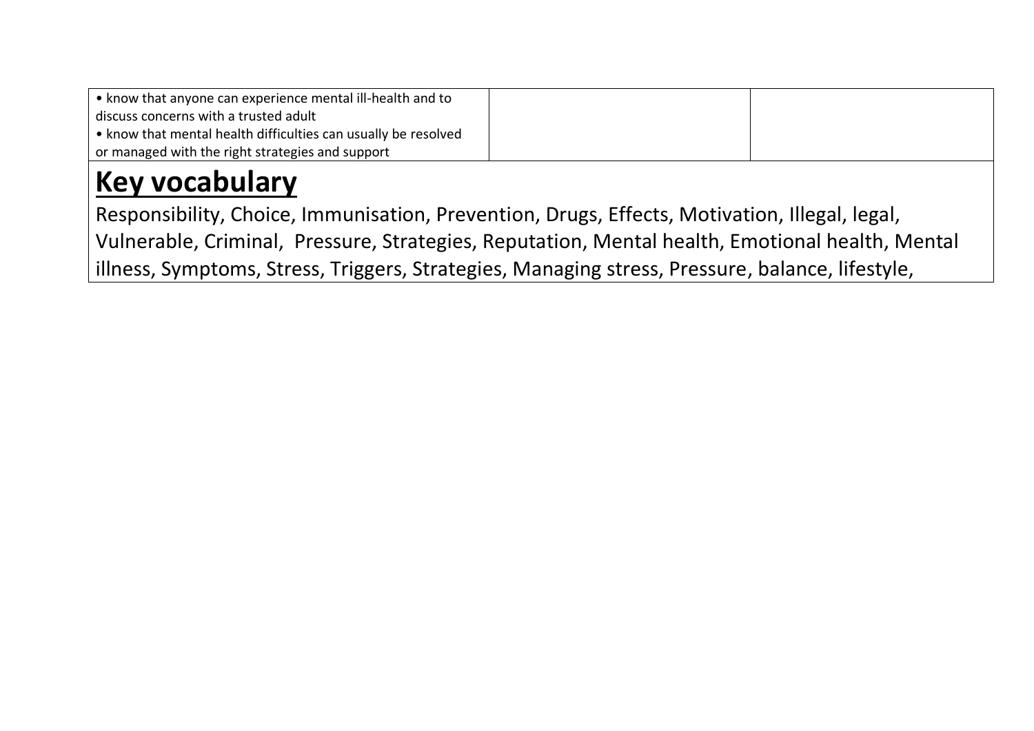| | | |
|---|---|---|
| • know that anyone can experience mental ill-health and to discuss concerns with a trusted adult<br>• know that mental health difficulties can usually be resolved or managed with the right strategies and support | | |

## Key vocabulary

Responsibility, Choice, Immunisation, Prevention, Drugs, Effects, Motivation, Illegal, legal, Vulnerable, Criminal, Pressure, Strategies, Reputation, Mental health, Emotional health, Mental illness, Symptoms, Stress, Triggers, Strategies, Managing stress, Pressure, balance, lifestyle,